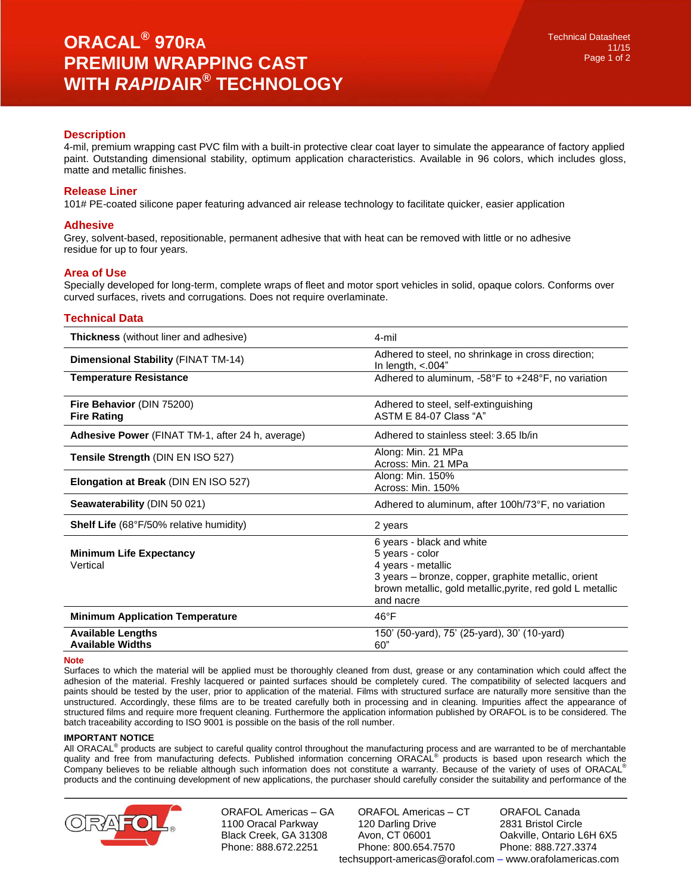# ORACAL® 970RA PREMIUM WRAPPING CAST WITH *RAPID*AIR® TECHNOLOGY

Technical Datasheet
11/15

## Description

4-mil, premium wrapping cast PVC film with a built-in protective clear coat layer to simulate the appearance of factory applied paint. Outstanding dimensional stability, optimum application characteristics. Available in 96 colors, which includes gloss, matte and metallic finishes.

## Release Liner

101# PE-coated silicone paper featuring advanced air release technology to facilitate quicker, easier application

## Adhesive

Grey, solvent-based, repositionable, permanent adhesive that with heat can be removed with little or no adhesive residue for up to four years.

## Area of Use

Specially developed for long-term, complete wraps of fleet and motor sport vehicles in solid, opaque colors. Conforms over curved surfaces, rivets and corrugations. Does not require overlaminate.

## Technical Data

| | |
|---|---|
| **Thickness** (without liner and adhesive) | 4-mil |
| **Dimensional Stability** (FINAT TM-14) | Adhered to steel, no shrinkage in cross direction; In length, <.004” |
| **Temperature Resistance** | Adhered to aluminum, -58°F to +248°F, no variation |
| **Fire Behavior** (DIN 75200)<br>**Fire Rating** | Adhered to steel, self-extinguishing<br>ASTM E 84-07 Class “A” |
| **Adhesive Power** (FINAT TM-1, after 24 h, average) | Adhered to stainless steel: 3.65 lb/in |
| **Tensile Strength** (DIN EN ISO 527) | Along: Min. 21 MPa<br>Across: Min. 21 MPa |
| **Elongation at Break** (DIN EN ISO 527) | Along: Min. 150%<br>Across: Min. 150% |
| **Seawaterability** (DIN 50 021) | Adhered to aluminum, after 100h/73°F, no variation |
| **Shelf Life** (68°F/50% relative humidity) | 2 years |
| **Minimum Life Expectancy**<br>Vertical | 6 years - black and white<br>5 years - color<br>4 years - metallic<br>3 years – bronze, copper, graphite metallic, orient brown metallic, gold metallic,pyrite, red gold L metallic and nacre |
| **Minimum Application Temperature** | 46°F |
| **Available Lengths**<br>**Available Widths** | 150’ (50-yard), 75’ (25-yard), 30’ (10-yard)<br>60” |

### Note

Surfaces to which the material will be applied must be thoroughly cleaned from dust, grease or any contamination which could affect the adhesion of the material. Freshly lacquered or painted surfaces should be completely cured. The compatibility of selected lacquers and paints should be tested by the user, prior to application of the material. Films with structured surface are naturally more sensitive than the unstructured. Accordingly, these films are to be treated carefully both in processing and in cleaning. Impurities affect the appearance of structured films and require more frequent cleaning. Furthermore the application information published by ORAFOL is to be considered. The batch traceability according to ISO 9001 is possible on the basis of the roll number.

**IMPORTANT NOTICE**

All ORACAL® products are subject to careful quality control throughout the manufacturing process and are warranted to be of merchantable quality and free from manufacturing defects. Published information concerning ORACAL® products is based upon research which the Company believes to be reliable although such information does not constitute a warranty. Because of the variety of uses of ORACAL® products and the continuing development of new applications, the purchaser should carefully consider the suitability and performance of the

ORAFOL Americas – GA
1100 Oracal Parkway
Black Creek, GA 31308
Phone: 888.672.2251

ORAFOL Americas – CT
120 Darling Drive
Avon, CT 06001
Phone: 800.654.7570

ORAFOL Canada
2831 Bristol Circle
Oakville, Ontario L6H 6X5
Phone: 888.727.3374

techsupport-americas@orafol.com – www.orafolamericas.com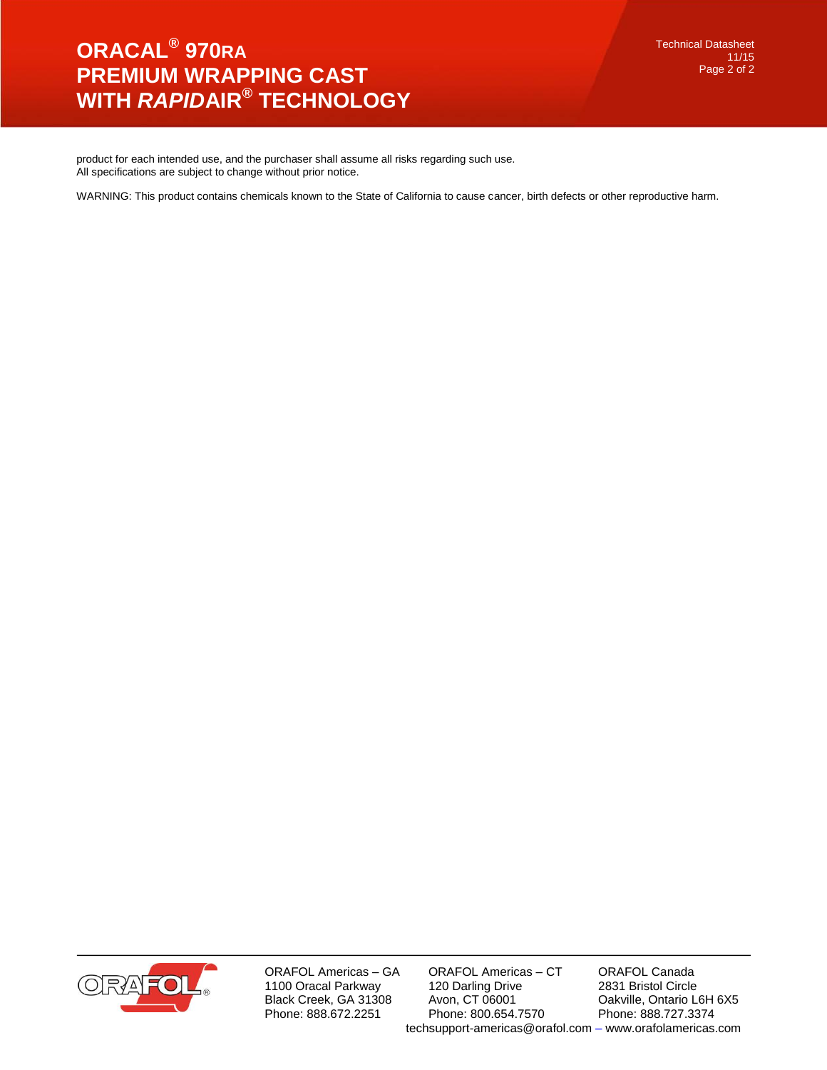product for each intended use, and the purchaser shall assume all risks regarding such use.
All specifications are subject to change without prior notice.

WARNING: This product contains chemicals known to the State of California to cause cancer, birth defects or other reproductive harm.